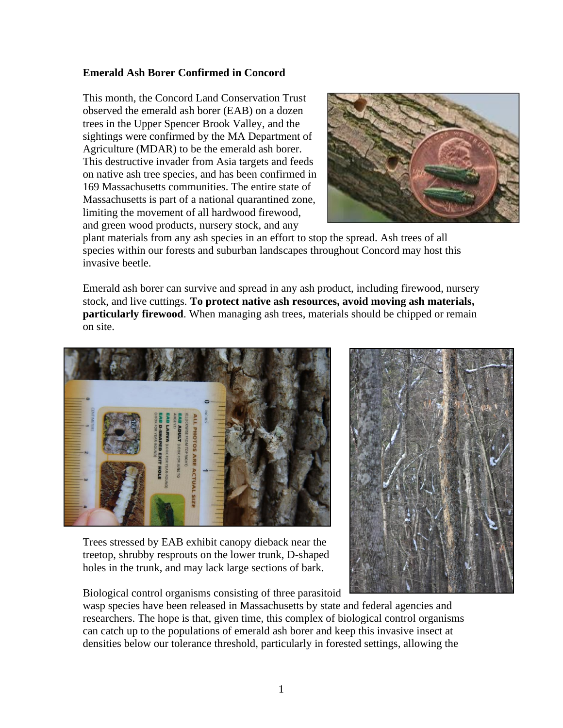**Emerald Ash Borer Confirmed in Concord**

This month, the Concord Land Conservation Trust observed the emerald ash borer (EAB) on a dozen trees in the Upper Spencer Brook Valley, and the sightings were confirmed by the MA Department of Agriculture (MDAR) to be the emerald ash borer. This destructive invader from Asia targets and feeds on native ash tree species, and has been confirmed in 169 Massachusetts communities. The entire state of Massachusetts is part of a national quarantined zone, limiting the movement of all hardwood firewood, and green wood products, nursery stock, and any plant materials from any ash species in an effort to stop the spread. Ash trees of all species within our forests and suburban landscapes throughout Concord may host this invasive beetle.

Emerald ash borer can survive and spread in any ash product, including firewood, nursery stock, and live cuttings. **To protect native ash resources, avoid moving ash materials, particularly firewood**. When managing ash trees, materials should be chipped or remain on site.

Trees stressed by EAB exhibit canopy dieback near the treetop, shrubby resprouts on the lower trunk, D-shaped holes in the trunk, and may lack large sections of bark.

Biological control organisms consisting of three parasitoid wasp species have been released in Massachusetts by state and federal agencies and researchers. The hope is that, given time, this complex of biological control organisms can catch up to the populations of emerald ash borer and keep this invasive insect at densities below our tolerance threshold, particularly in forested settings, allowing the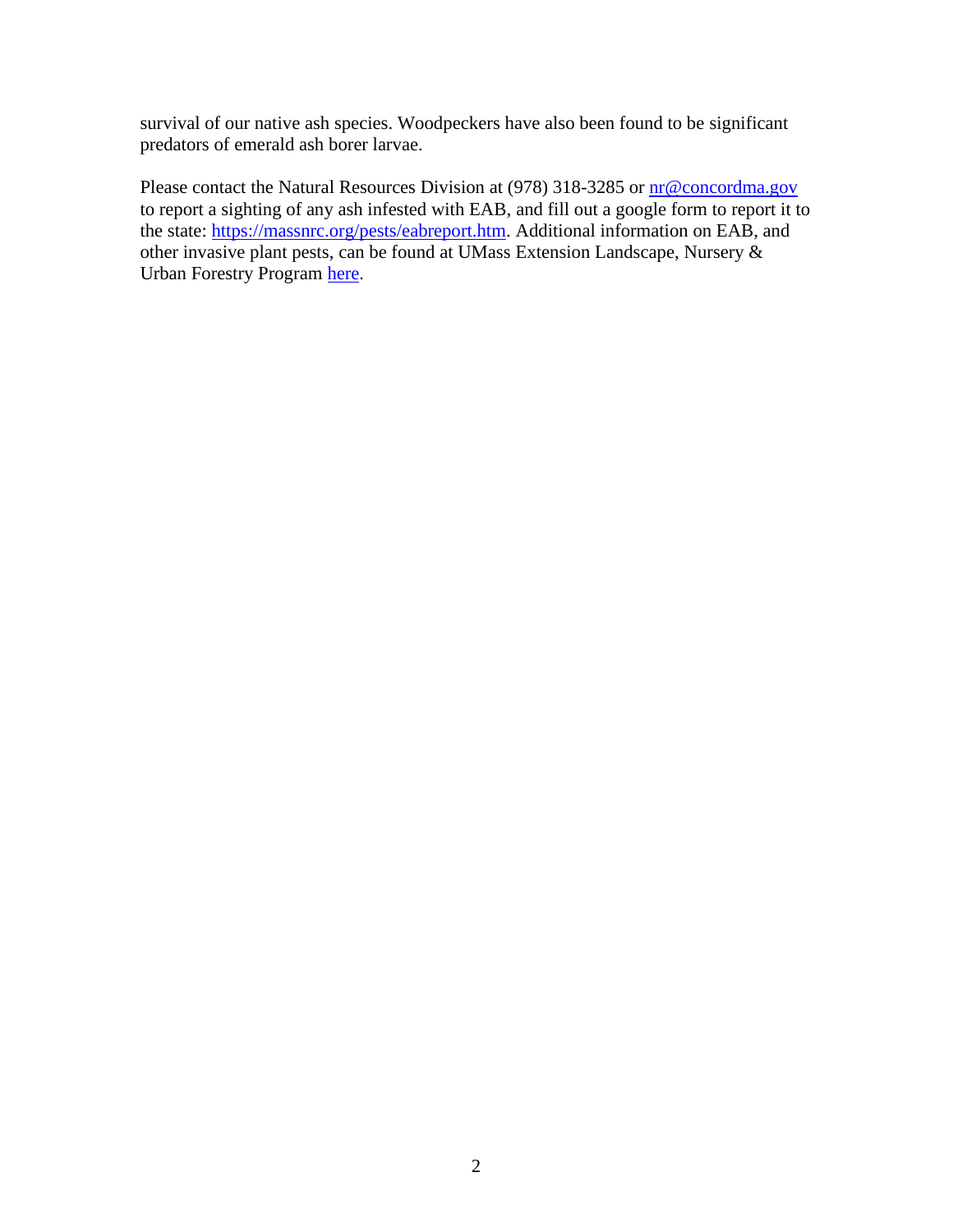survival of our native ash species. Woodpeckers have also been found to be significant predators of emerald ash borer larvae.

Please contact the Natural Resources Division at (978) 318-3285 or [nr@concordma.gov](mailto:nr@concordma.gov) to report a sighting of any ash infested with EAB, and fill out a google form to report it to the state: [https://massnrc.org/pests/eabreport.htm](https://massnrc.org/pests/eabreport.htm). Additional information on EAB, and other invasive plant pests, can be found at UMass Extension Landscape, Nursery & Urban Forestry Program here.